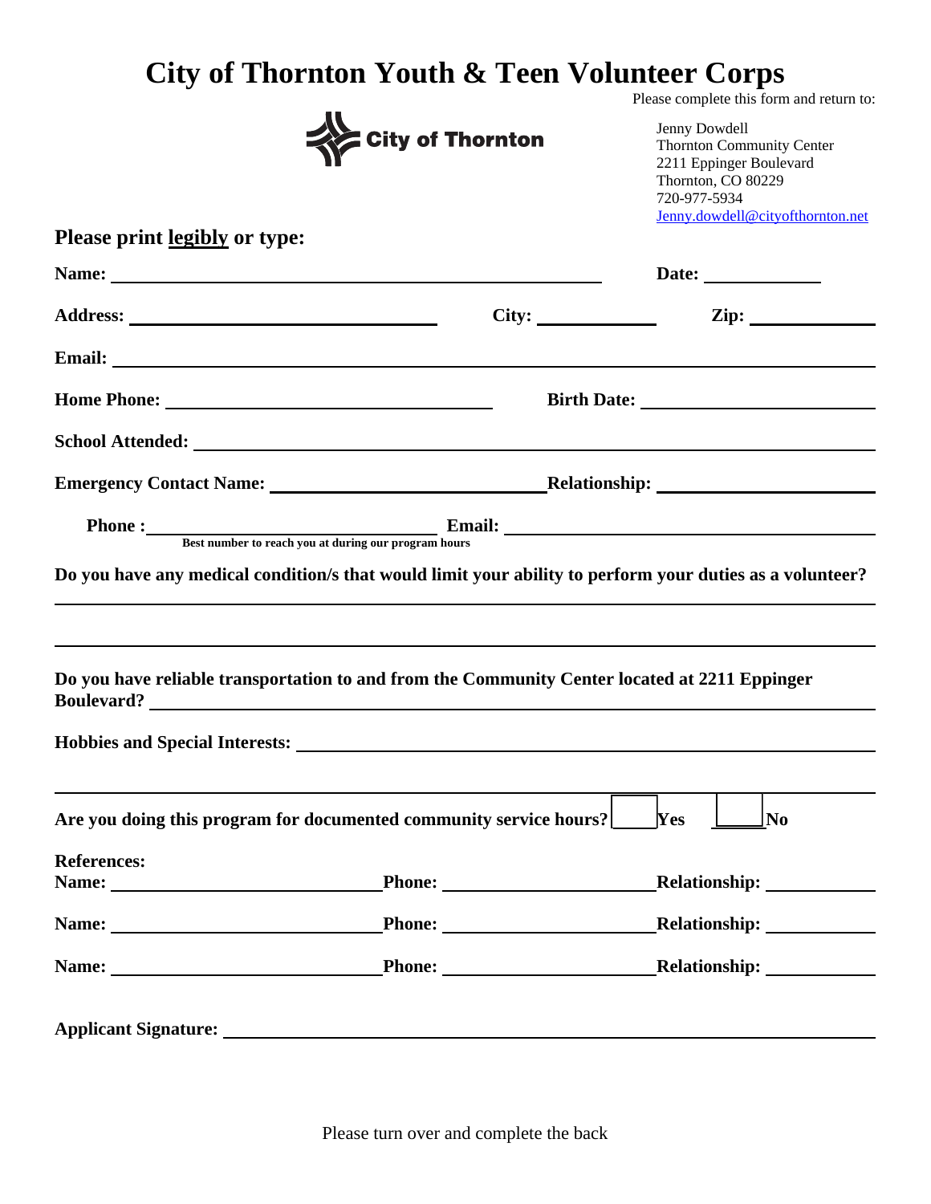# City of Thornton Youth & Teen Volunteer Corps

City of Thornton

Please complete this form and return to:

Jenny Dowdell
Thornton Community Center
2211 Eppinger Boulevard
Thornton, CO 80229
720-977-5934
Jenny.dowdell@cityofthornton.net

**Please print <u>legibly</u> or type:**

**Name:** ______________________ **Date:** __________

**Address:** ______________________ **City:** __________ **Zip:** __________

**Email:** ______________________

**Home Phone:** ______________________ **Birth Date:** ______________________

**School Attended:** ______________________

**Emergency Contact Name:** ______________________ **Relationship:** ______________________

**Phone :** ______________________ **Email:** ______________________
Best number to reach you at during our program hours

**Do you have any medical condition/s that would limit your ability to perform your duties as a volunteer?**

______________________

______________________

**Do you have reliable transportation to and from the Community Center located at 2211 Eppinger Boulevard?** ______________________

**Hobbies and Special Interests:** ______________________

______________________

**Are you doing this program for documented community service hours?** ☐ **Yes** ☐ **No**

**References:**

**Name:** ______________ **Phone:** ______________ **Relationship:** __________

**Name:** ______________ **Phone:** ______________ **Relationship:** __________

**Name:** ______________ **Phone:** ______________ **Relationship:** __________

**Applicant Signature:** ______________________

Please turn over and complete the back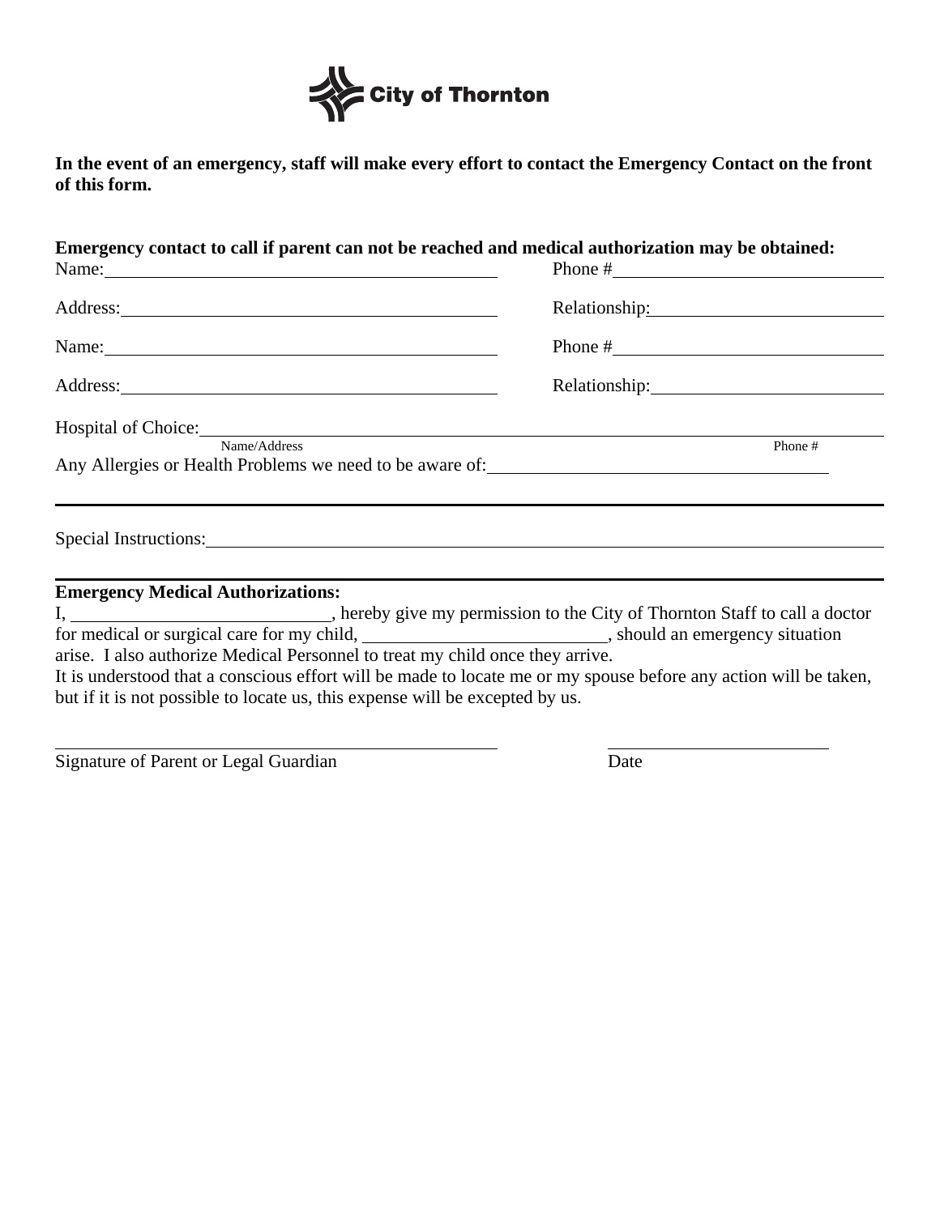**City of Thornton**

**In the event of an emergency, staff will make every effort to contact the Emergency Contact on the front of this form.**

**Emergency contact to call if parent can not be reached and medical authorization may be obtained:**

Name: ______________________________ Phone # ______________________

Address: ______________________________ Relationship: ______________________

Name: ______________________________ Phone # ______________________

Address: ______________________________ Relationship: ______________________

Hospital of Choice: ____________________________________________________________
Name/Address Phone #

Any Allergies or Health Problems we need to be aware of: ______________________________

---

Special Instructions: ____________________________________________________________

---

**Emergency Medical Authorizations:**

I, ____________________, hereby give my permission to the City of Thornton Staff to call a doctor for medical or surgical care for my child, ____________________, should an emergency situation arise. I also authorize Medical Personnel to treat my child once they arrive.

It is understood that a conscious effort will be made to locate me or my spouse before any action will be taken, but if it is not possible to locate us, this expense will be excepted by us.

______________________________ ____________________

Signature of Parent or Legal Guardian Date